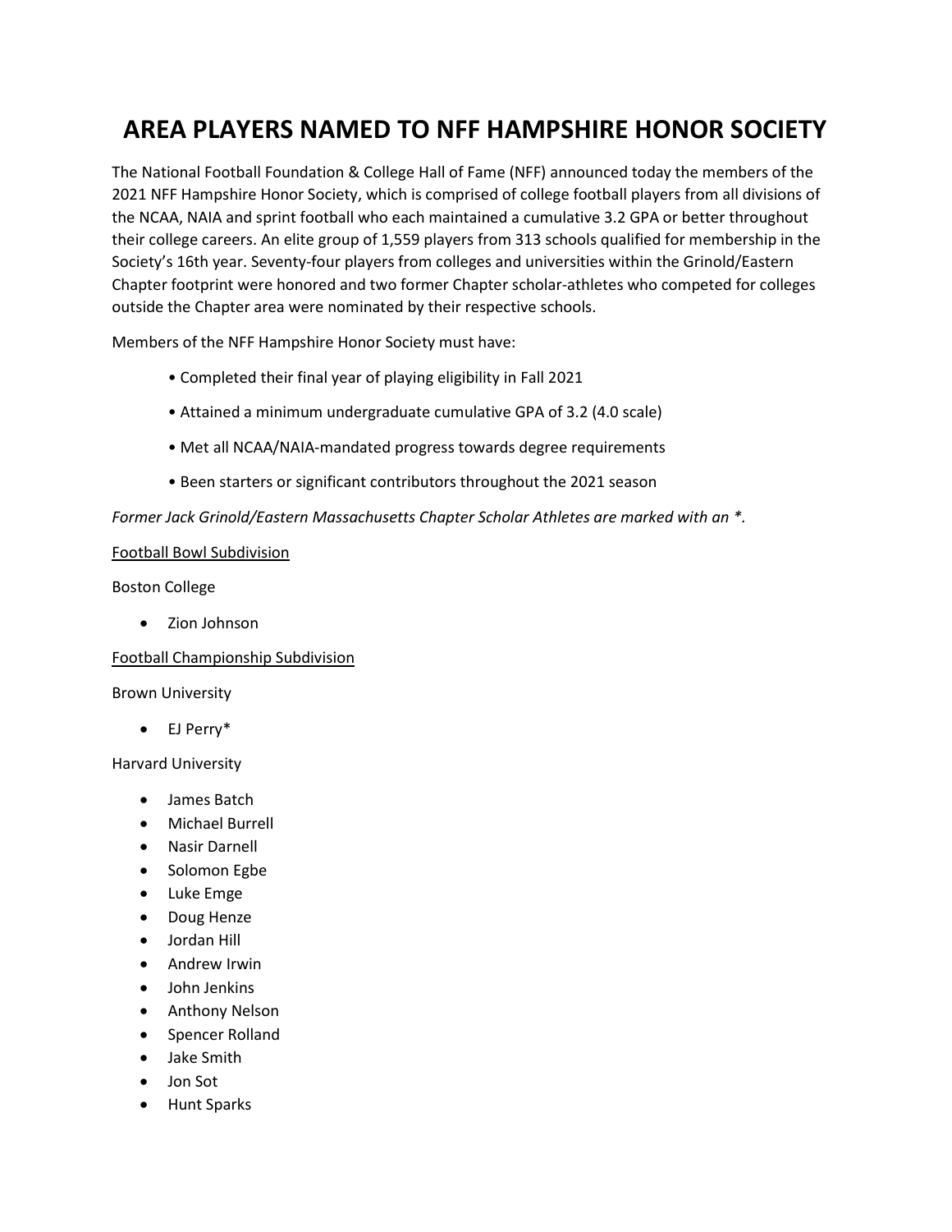# AREA PLAYERS NAMED TO NFF HAMPSHIRE HONOR SOCIETY

The National Football Foundation & College Hall of Fame (NFF) announced today the members of the 2021 NFF Hampshire Honor Society, which is comprised of college football players from all divisions of the NCAA, NAIA and sprint football who each maintained a cumulative 3.2 GPA or better throughout their college careers. An elite group of 1,559 players from 313 schools qualified for membership in the Society's 16th year. Seventy-four players from colleges and universities within the Grinold/Eastern Chapter footprint were honored and two former Chapter scholar-athletes who competed for colleges outside the Chapter area were nominated by their respective schools.

Members of the NFF Hampshire Honor Society must have:

- Completed their final year of playing eligibility in Fall 2021
- Attained a minimum undergraduate cumulative GPA of 3.2 (4.0 scale)
- Met all NCAA/NAIA-mandated progress towards degree requirements
- Been starters or significant contributors throughout the 2021 season

*Former Jack Grinold/Eastern Massachusetts Chapter Scholar Athletes are marked with an *.*

<u>Football Bowl Subdivision</u>

Boston College

- Zion Johnson

<u>Football Championship Subdivision</u>

Brown University

- EJ Perry*

Harvard University

- James Batch
- Michael Burrell
- Nasir Darnell
- Solomon Egbe
- Luke Emge
- Doug Henze
- Jordan Hill
- Andrew Irwin
- John Jenkins
- Anthony Nelson
- Spencer Rolland
- Jake Smith
- Jon Sot
- Hunt Sparks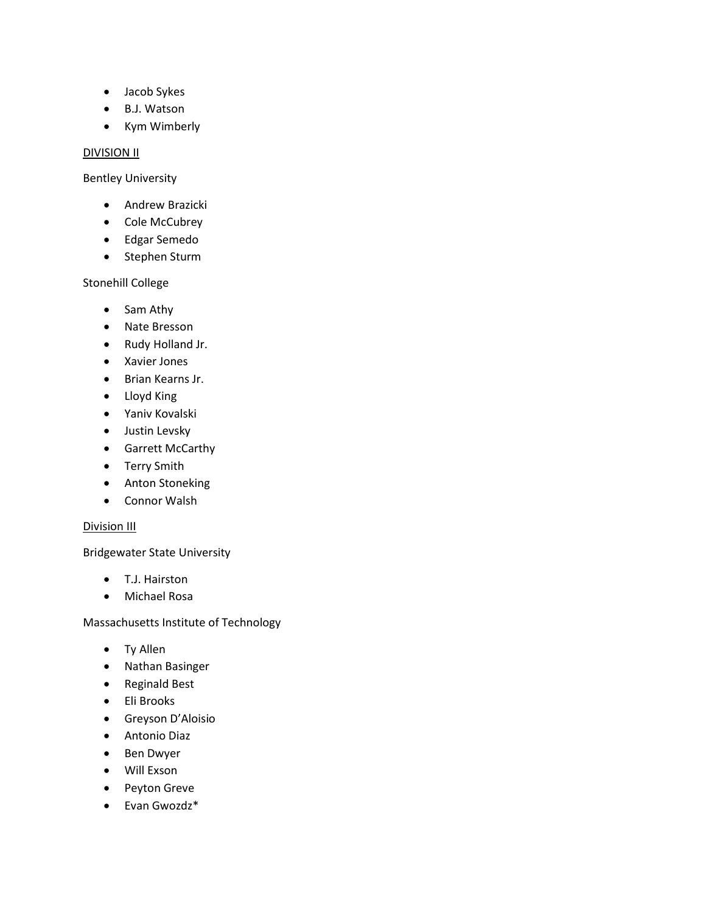- Jacob Sykes
- B.J. Watson
- Kym Wimberly

DIVISION II

Bentley University

- Andrew Brazicki
- Cole McCubrey
- Edgar Semedo
- Stephen Sturm

Stonehill College

- Sam Athy
- Nate Bresson
- Rudy Holland Jr.
- Xavier Jones
- Brian Kearns Jr.
- Lloyd King
- Yaniv Kovalski
- Justin Levsky
- Garrett McCarthy
- Terry Smith
- Anton Stoneking
- Connor Walsh

Division III

Bridgewater State University

- T.J. Hairston
- Michael Rosa

Massachusetts Institute of Technology

- Ty Allen
- Nathan Basinger
- Reginald Best
- Eli Brooks
- Greyson D'Aloisio
- Antonio Diaz
- Ben Dwyer
- Will Exson
- Peyton Greve
- Evan Gwozdz*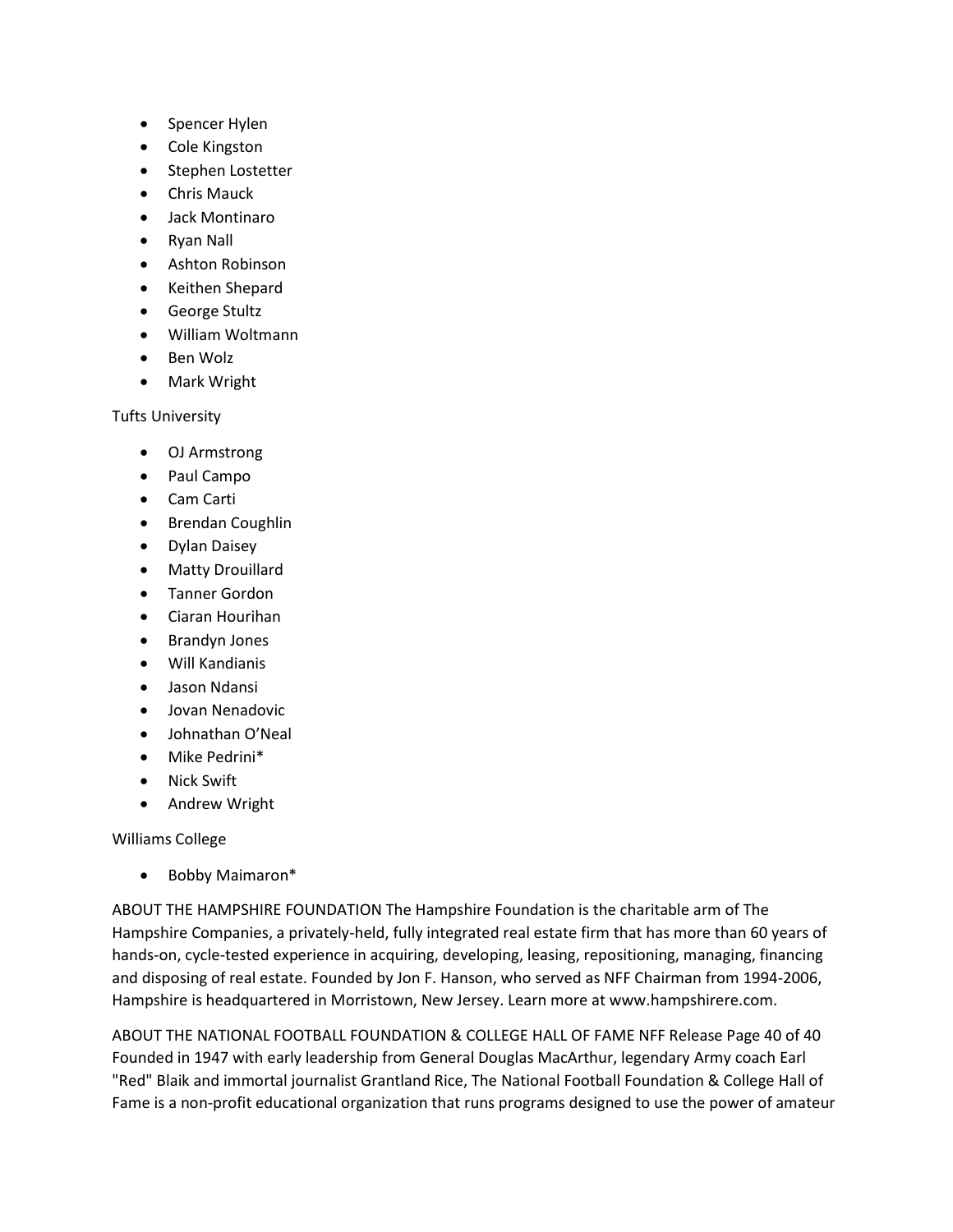- Spencer Hylen
- Cole Kingston
- Stephen Lostetter
- Chris Mauck
- Jack Montinaro
- Ryan Nall
- Ashton Robinson
- Keithen Shepard
- George Stultz
- William Woltmann
- Ben Wolz
- Mark Wright

Tufts University

- OJ Armstrong
- Paul Campo
- Cam Carti
- Brendan Coughlin
- Dylan Daisey
- Matty Drouillard
- Tanner Gordon
- Ciaran Hourihan
- Brandyn Jones
- Will Kandianis
- Jason Ndansi
- Jovan Nenadovic
- Johnathan O'Neal
- Mike Pedrini*
- Nick Swift
- Andrew Wright

Williams College

- Bobby Maimaron*

ABOUT THE HAMPSHIRE FOUNDATION The Hampshire Foundation is the charitable arm of The Hampshire Companies, a privately-held, fully integrated real estate firm that has more than 60 years of hands-on, cycle-tested experience in acquiring, developing, leasing, repositioning, managing, financing and disposing of real estate. Founded by Jon F. Hanson, who served as NFF Chairman from 1994-2006, Hampshire is headquartered in Morristown, New Jersey. Learn more at www.hampshirere.com.

ABOUT THE NATIONAL FOOTBALL FOUNDATION & COLLEGE HALL OF FAME Founded in 1947 with early leadership from General Douglas MacArthur, legendary Army coach Earl "Red" Blaik and immortal journalist Grantland Rice, The National Football Foundation & College Hall of Fame is a non-profit educational organization that runs programs designed to use the power of amateur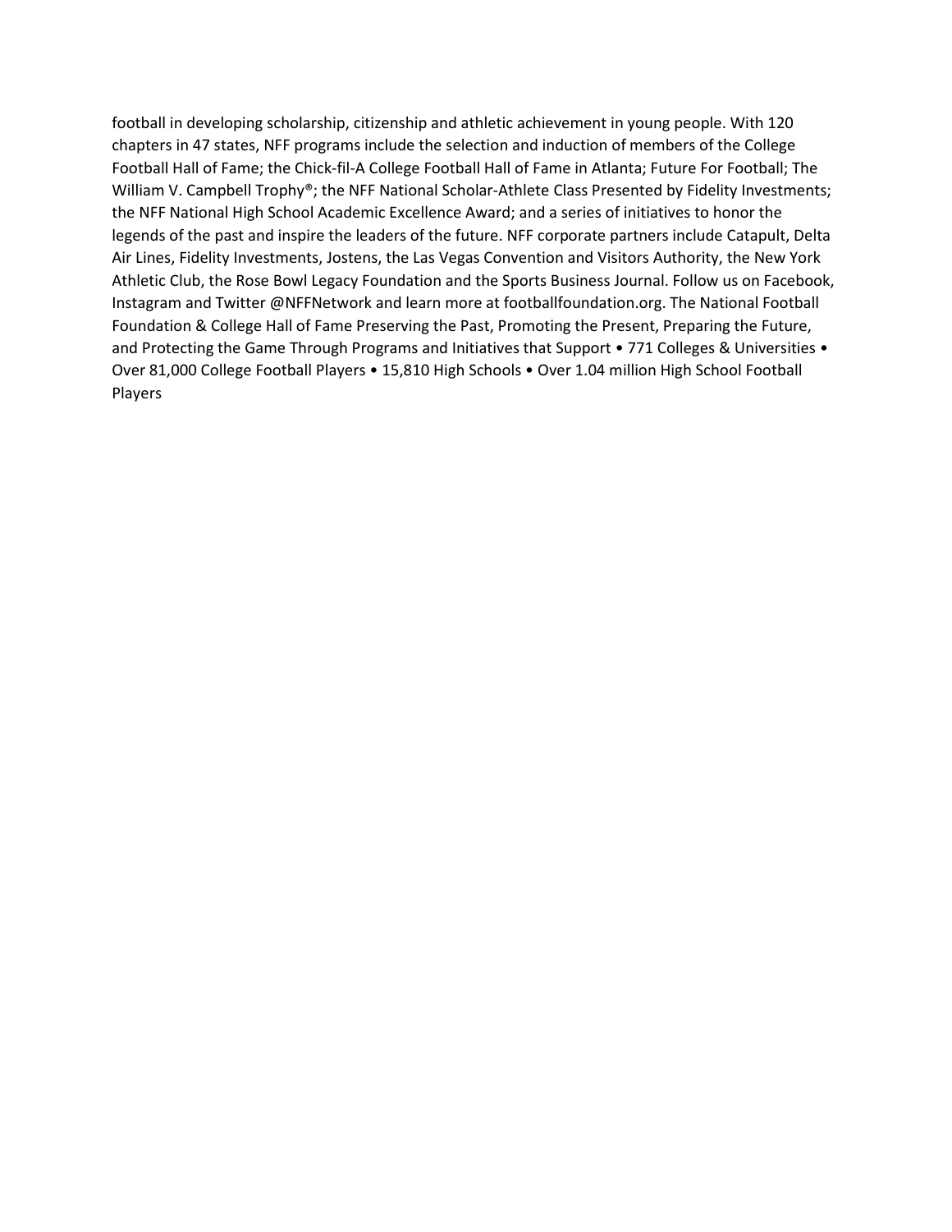football in developing scholarship, citizenship and athletic achievement in young people. With 120 chapters in 47 states, NFF programs include the selection and induction of members of the College Football Hall of Fame; the Chick-fil-A College Football Hall of Fame in Atlanta; Future For Football; The William V. Campbell Trophy®; the NFF National Scholar-Athlete Class Presented by Fidelity Investments; the NFF National High School Academic Excellence Award; and a series of initiatives to honor the legends of the past and inspire the leaders of the future. NFF corporate partners include Catapult, Delta Air Lines, Fidelity Investments, Jostens, the Las Vegas Convention and Visitors Authority, the New York Athletic Club, the Rose Bowl Legacy Foundation and the Sports Business Journal. Follow us on Facebook, Instagram and Twitter @NFFNetwork and learn more at footballfoundation.org. The National Football Foundation & College Hall of Fame Preserving the Past, Promoting the Present, Preparing the Future, and Protecting the Game Through Programs and Initiatives that Support • 771 Colleges & Universities • Over 81,000 College Football Players • 15,810 High Schools • Over 1.04 million High School Football Players